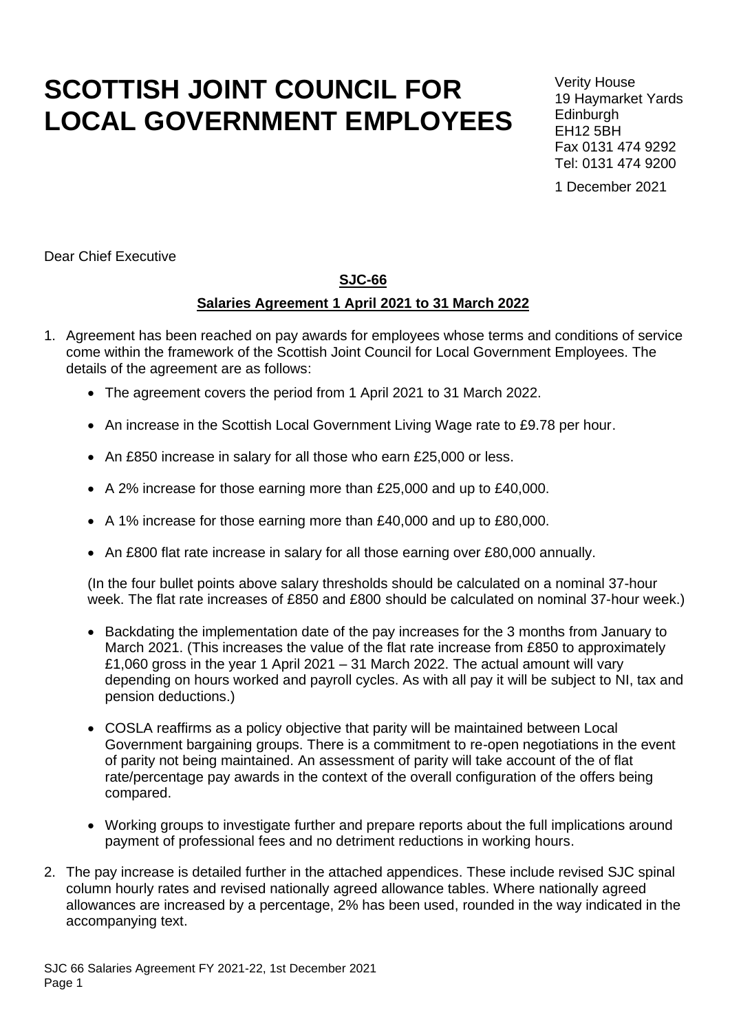# SCOTTISH JOINT COUNCIL FOR LOCAL GOVERNMENT EMPLOYEES

Verity House
19 Haymarket Yards
Edinburgh
EH12 5BH
Fax 0131 474 9292
Tel: 0131 474 9200

1 December 2021

Dear Chief Executive

**SJC-66**

**Salaries Agreement 1 April 2021 to 31 March 2022**

1. Agreement has been reached on pay awards for employees whose terms and conditions of service come within the framework of the Scottish Joint Council for Local Government Employees. The details of the agreement are as follows:

   - The agreement covers the period from 1 April 2021 to 31 March 2022.
   - An increase in the Scottish Local Government Living Wage rate to £9.78 per hour.
   - An £850 increase in salary for all those who earn £25,000 or less.
   - A 2% increase for those earning more than £25,000 and up to £40,000.
   - A 1% increase for those earning more than £40,000 and up to £80,000.
   - An £800 flat rate increase in salary for all those earning over £80,000 annually.

   (In the four bullet points above salary thresholds should be calculated on a nominal 37-hour week. The flat rate increases of £850 and £800 should be calculated on nominal 37-hour week.)

   - Backdating the implementation date of the pay increases for the 3 months from January to March 2021. (This increases the value of the flat rate increase from £850 to approximately £1,060 gross in the year 1 April 2021 – 31 March 2022. The actual amount will vary depending on hours worked and payroll cycles. As with all pay it will be subject to NI, tax and pension deductions.)
   - COSLA reaffirms as a policy objective that parity will be maintained between Local Government bargaining groups. There is a commitment to re-open negotiations in the event of parity not being maintained. An assessment of parity will take account of the of flat rate/percentage pay awards in the context of the overall configuration of the offers being compared.
   - Working groups to investigate further and prepare reports about the full implications around payment of professional fees and no detriment reductions in working hours.

2. The pay increase is detailed further in the attached appendices. These include revised SJC spinal column hourly rates and revised nationally agreed allowance tables. Where nationally agreed allowances are increased by a percentage, 2% has been used, rounded in the way indicated in the accompanying text.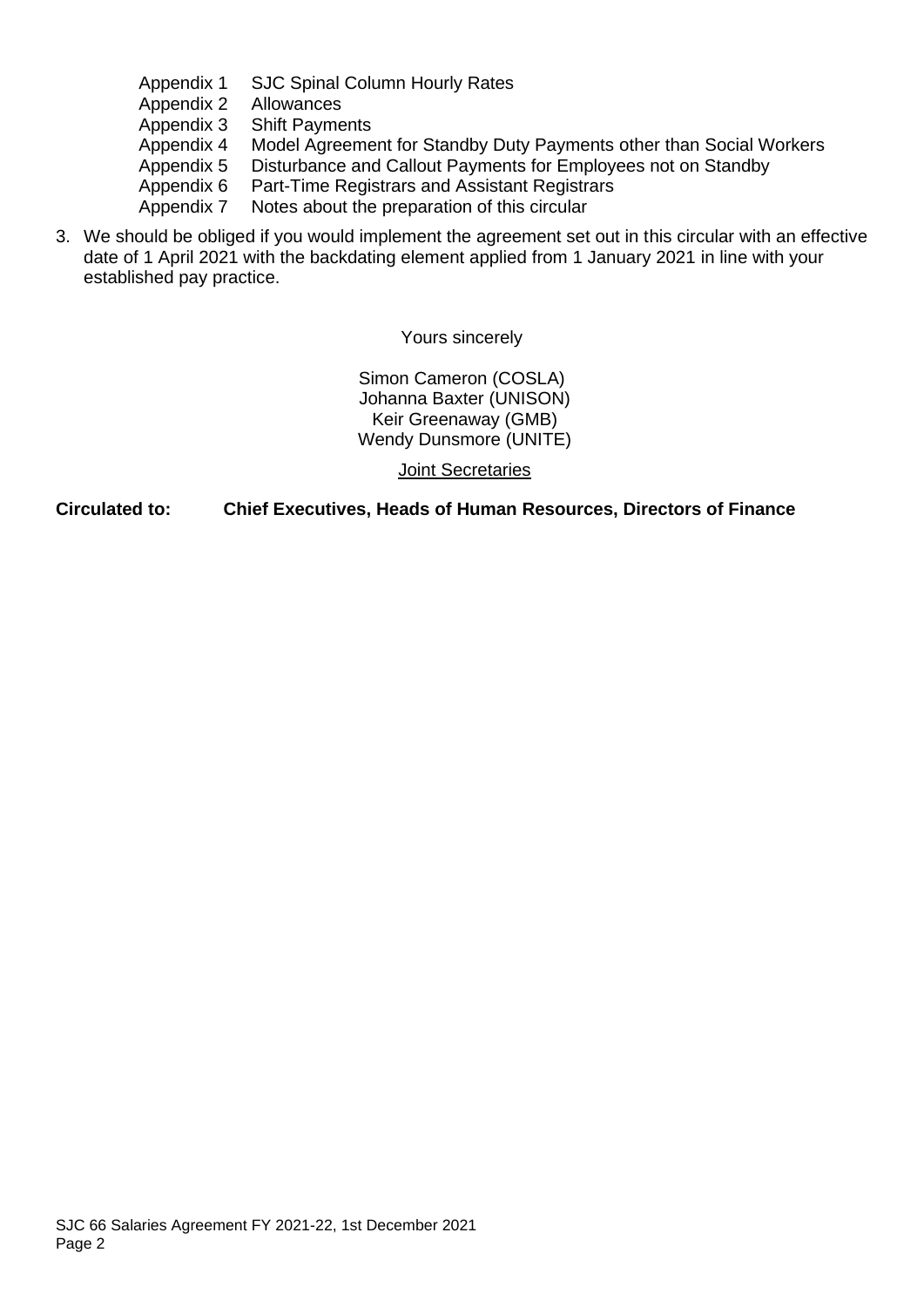Appendix 1 SJC Spinal Column Hourly Rates
Appendix 2 Allowances
Appendix 3 Shift Payments
Appendix 4 Model Agreement for Standby Duty Payments other than Social Workers
Appendix 5 Disturbance and Callout Payments for Employees not on Standby
Appendix 6 Part-Time Registrars and Assistant Registrars
Appendix 7 Notes about the preparation of this circular

3. We should be obliged if you would implement the agreement set out in this circular with an effective date of 1 April 2021 with the backdating element applied from 1 January 2021 in line with your established pay practice.

Yours sincerely

Simon Cameron (COSLA)
Johanna Baxter (UNISON)
Keir Greenaway (GMB)
Wendy Dunsmore (UNITE)

Joint Secretaries

**Circulated to: Chief Executives, Heads of Human Resources, Directors of Finance**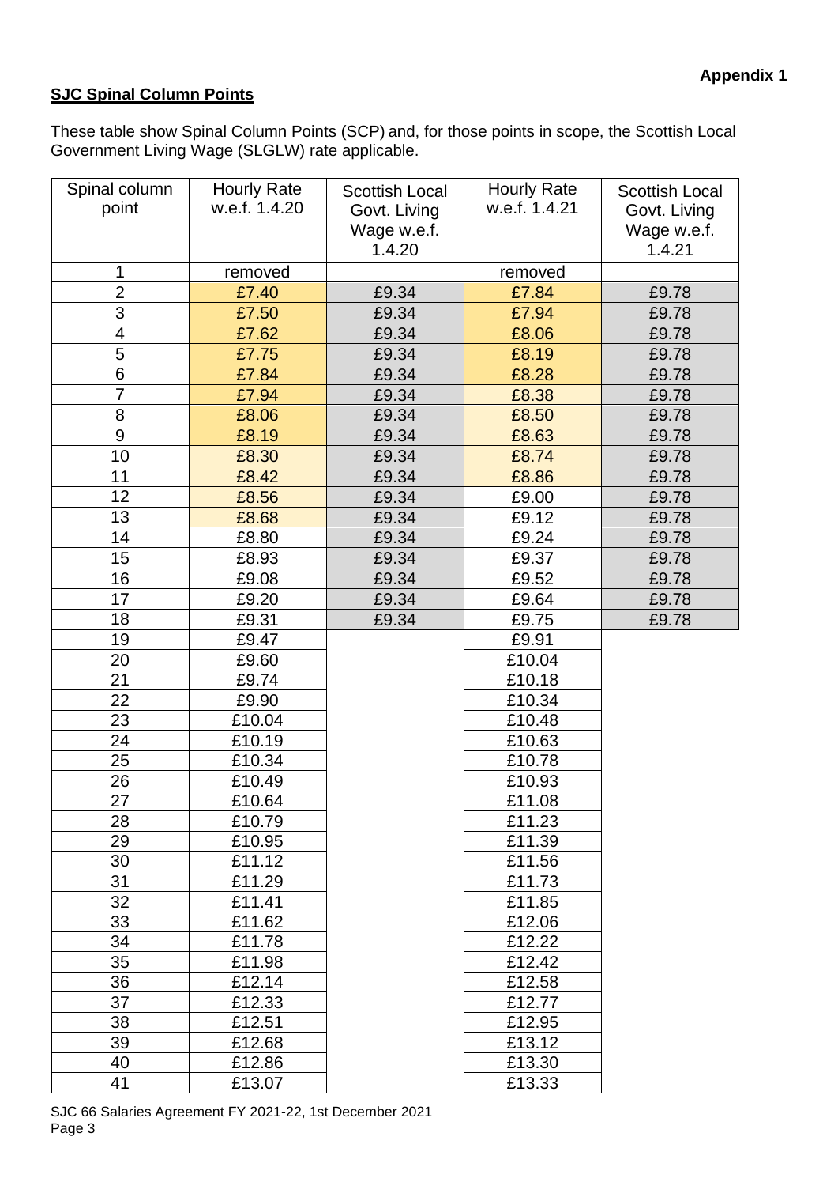**Appendix 1**

**SJC Spinal Column Points**

These table show Spinal Column Points (SCP) and, for those points in scope, the Scottish Local Government Living Wage (SLGLW) rate applicable.

| Spinal column point | Hourly Rate w.e.f. 1.4.20 | Scottish Local Govt. Living Wage w.e.f. 1.4.20 | Hourly Rate w.e.f. 1.4.21 | Scottish Local Govt. Living Wage w.e.f. 1.4.21 |
|---|---|---|---|---|
| 1 | removed | | removed | |
| 2 | £7.40 | £9.34 | £7.84 | £9.78 |
| 3 | £7.50 | £9.34 | £7.94 | £9.78 |
| 4 | £7.62 | £9.34 | £8.06 | £9.78 |
| 5 | £7.75 | £9.34 | £8.19 | £9.78 |
| 6 | £7.84 | £9.34 | £8.28 | £9.78 |
| 7 | £7.94 | £9.34 | £8.38 | £9.78 |
| 8 | £8.06 | £9.34 | £8.50 | £9.78 |
| 9 | £8.19 | £9.34 | £8.63 | £9.78 |
| 10 | £8.30 | £9.34 | £8.74 | £9.78 |
| 11 | £8.42 | £9.34 | £8.86 | £9.78 |
| 12 | £8.56 | £9.34 | £9.00 | £9.78 |
| 13 | £8.68 | £9.34 | £9.12 | £9.78 |
| 14 | £8.80 | £9.34 | £9.24 | £9.78 |
| 15 | £8.93 | £9.34 | £9.37 | £9.78 |
| 16 | £9.08 | £9.34 | £9.52 | £9.78 |
| 17 | £9.20 | £9.34 | £9.64 | £9.78 |
| 18 | £9.31 | £9.34 | £9.75 | £9.78 |
| 19 | £9.47 | | £9.91 | |
| 20 | £9.60 | | £10.04 | |
| 21 | £9.74 | | £10.18 | |
| 22 | £9.90 | | £10.34 | |
| 23 | £10.04 | | £10.48 | |
| 24 | £10.19 | | £10.63 | |
| 25 | £10.34 | | £10.78 | |
| 26 | £10.49 | | £10.93 | |
| 27 | £10.64 | | £11.08 | |
| 28 | £10.79 | | £11.23 | |
| 29 | £10.95 | | £11.39 | |
| 30 | £11.12 | | £11.56 | |
| 31 | £11.29 | | £11.73 | |
| 32 | £11.41 | | £11.85 | |
| 33 | £11.62 | | £12.06 | |
| 34 | £11.78 | | £12.22 | |
| 35 | £11.98 | | £12.42 | |
| 36 | £12.14 | | £12.58 | |
| 37 | £12.33 | | £12.77 | |
| 38 | £12.51 | | £12.95 | |
| 39 | £12.68 | | £13.12 | |
| 40 | £12.86 | | £13.30 | |
| 41 | £13.07 | | £13.33 | |

SJC 66 Salaries Agreement FY 2021-22, 1st December 2021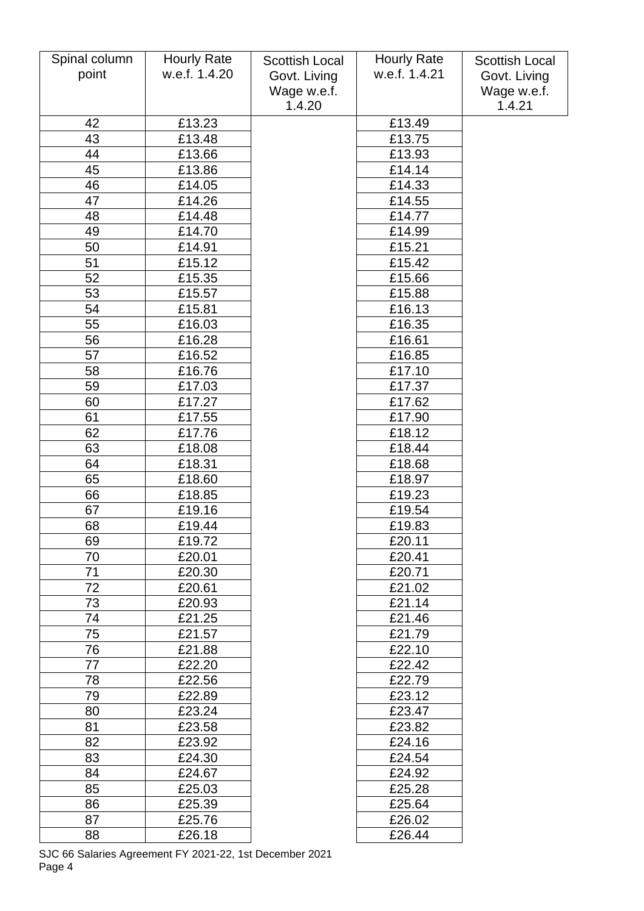| Spinal column point | Hourly Rate w.e.f. 1.4.20 | Scottish Local Govt. Living Wage w.e.f. 1.4.20 | Hourly Rate w.e.f. 1.4.21 | Scottish Local Govt. Living Wage w.e.f. 1.4.21 |
|---|---|---|---|---|
| 42 | £13.23 | | £13.49 | |
| 43 | £13.48 | | £13.75 | |
| 44 | £13.66 | | £13.93 | |
| 45 | £13.86 | | £14.14 | |
| 46 | £14.05 | | £14.33 | |
| 47 | £14.26 | | £14.55 | |
| 48 | £14.48 | | £14.77 | |
| 49 | £14.70 | | £14.99 | |
| 50 | £14.91 | | £15.21 | |
| 51 | £15.12 | | £15.42 | |
| 52 | £15.35 | | £15.66 | |
| 53 | £15.57 | | £15.88 | |
| 54 | £15.81 | | £16.13 | |
| 55 | £16.03 | | £16.35 | |
| 56 | £16.28 | | £16.61 | |
| 57 | £16.52 | | £16.85 | |
| 58 | £16.76 | | £17.10 | |
| 59 | £17.03 | | £17.37 | |
| 60 | £17.27 | | £17.62 | |
| 61 | £17.55 | | £17.90 | |
| 62 | £17.76 | | £18.12 | |
| 63 | £18.08 | | £18.44 | |
| 64 | £18.31 | | £18.68 | |
| 65 | £18.60 | | £18.97 | |
| 66 | £18.85 | | £19.23 | |
| 67 | £19.16 | | £19.54 | |
| 68 | £19.44 | | £19.83 | |
| 69 | £19.72 | | £20.11 | |
| 70 | £20.01 | | £20.41 | |
| 71 | £20.30 | | £20.71 | |
| 72 | £20.61 | | £21.02 | |
| 73 | £20.93 | | £21.14 | |
| 74 | £21.25 | | £21.46 | |
| 75 | £21.57 | | £21.79 | |
| 76 | £21.88 | | £22.10 | |
| 77 | £22.20 | | £22.42 | |
| 78 | £22.56 | | £22.79 | |
| 79 | £22.89 | | £23.12 | |
| 80 | £23.24 | | £23.47 | |
| 81 | £23.58 | | £23.82 | |
| 82 | £23.92 | | £24.16 | |
| 83 | £24.30 | | £24.54 | |
| 84 | £24.67 | | £24.92 | |
| 85 | £25.03 | | £25.28 | |
| 86 | £25.39 | | £25.64 | |
| 87 | £25.76 | | £26.02 | |
| 88 | £26.18 | | £26.44 | |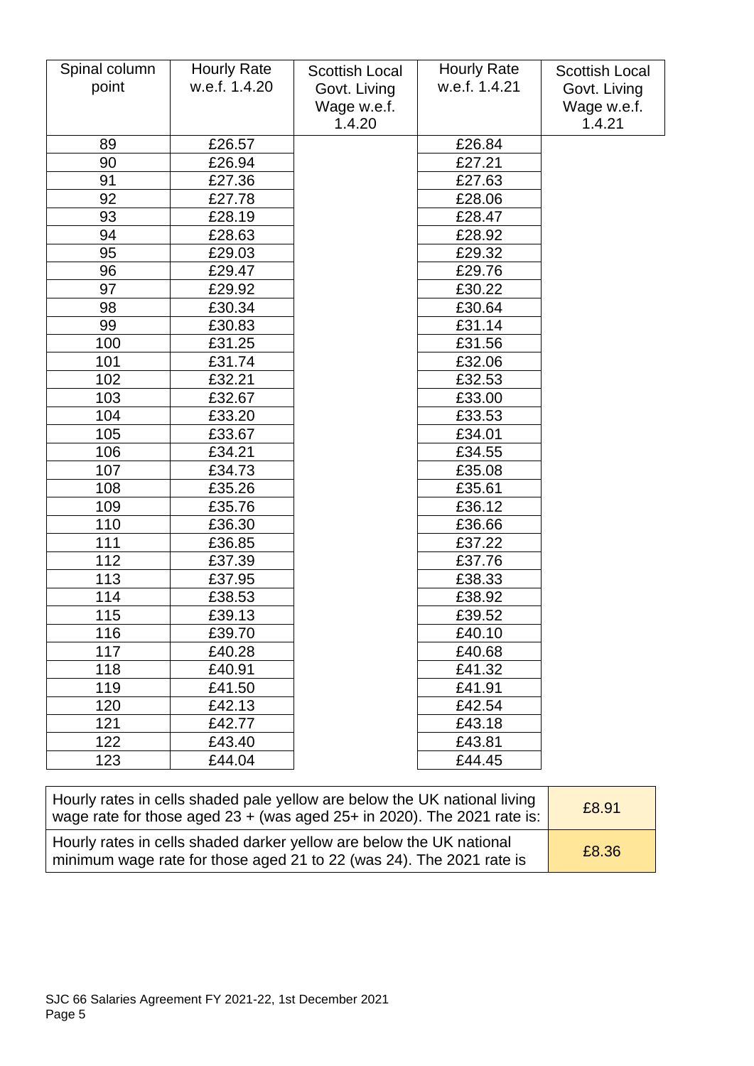| Spinal column point | Hourly Rate w.e.f. 1.4.20 | Scottish Local Govt. Living Wage w.e.f. 1.4.20 | Hourly Rate w.e.f. 1.4.21 | Scottish Local Govt. Living Wage w.e.f. 1.4.21 |
|---|---|---|---|---|
| 89 | £26.57 | | £26.84 | |
| 90 | £26.94 | | £27.21 | |
| 91 | £27.36 | | £27.63 | |
| 92 | £27.78 | | £28.06 | |
| 93 | £28.19 | | £28.47 | |
| 94 | £28.63 | | £28.92 | |
| 95 | £29.03 | | £29.32 | |
| 96 | £29.47 | | £29.76 | |
| 97 | £29.92 | | £30.22 | |
| 98 | £30.34 | | £30.64 | |
| 99 | £30.83 | | £31.14 | |
| 100 | £31.25 | | £31.56 | |
| 101 | £31.74 | | £32.06 | |
| 102 | £32.21 | | £32.53 | |
| 103 | £32.67 | | £33.00 | |
| 104 | £33.20 | | £33.53 | |
| 105 | £33.67 | | £34.01 | |
| 106 | £34.21 | | £34.55 | |
| 107 | £34.73 | | £35.08 | |
| 108 | £35.26 | | £35.61 | |
| 109 | £35.76 | | £36.12 | |
| 110 | £36.30 | | £36.66 | |
| 111 | £36.85 | | £37.22 | |
| 112 | £37.39 | | £37.76 | |
| 113 | £37.95 | | £38.33 | |
| 114 | £38.53 | | £38.92 | |
| 115 | £39.13 | | £39.52 | |
| 116 | £39.70 | | £40.10 | |
| 117 | £40.28 | | £40.68 | |
| 118 | £40.91 | | £41.32 | |
| 119 | £41.50 | | £41.91 | |
| 120 | £42.13 | | £42.54 | |
| 121 | £42.77 | | £43.18 | |
| 122 | £43.40 | | £43.81 | |
| 123 | £44.04 | | £44.45 | |

| | |
|---|---|
| Hourly rates in cells shaded pale yellow are below the UK national living wage rate for those aged 23 + (was aged 25+ in 2020). The 2021 rate is: | £8.91 |
| Hourly rates in cells shaded darker yellow are below the UK national minimum wage rate for those aged 21 to 22 (was 24). The 2021 rate is | £8.36 |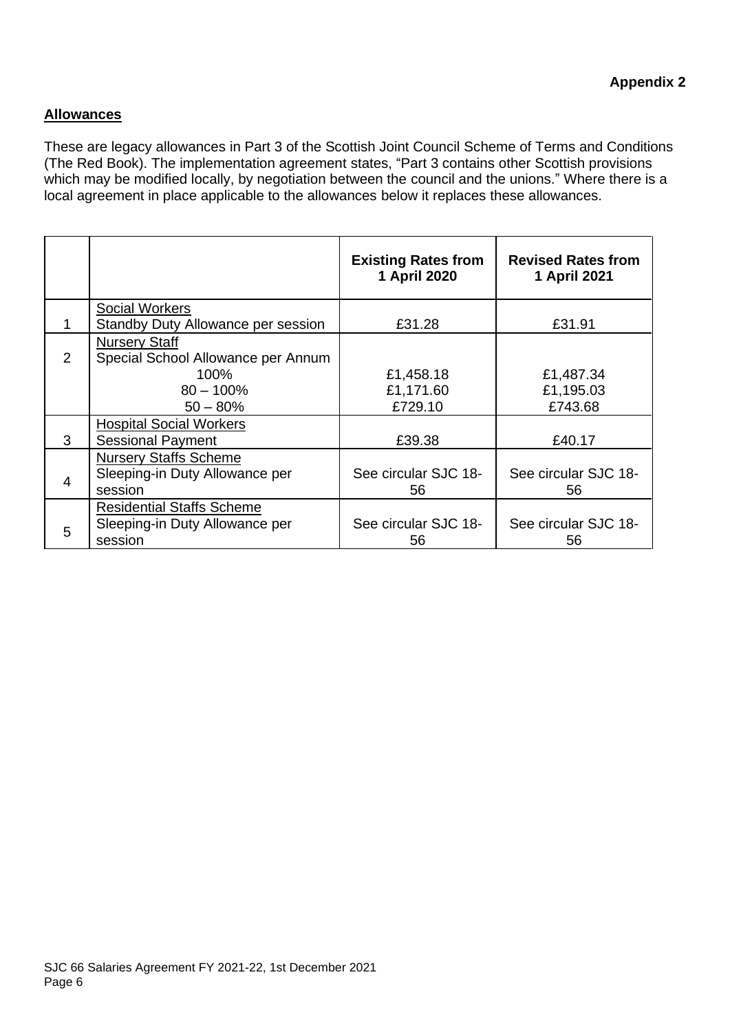**Appendix 2**

## Allowances

These are legacy allowances in Part 3 of the Scottish Joint Council Scheme of Terms and Conditions (The Red Book). The implementation agreement states, “Part 3 contains other Scottish provisions which may be modified locally, by negotiation between the council and the unions.” Where there is a local agreement in place applicable to the allowances below it replaces these allowances.

| | | **Existing Rates from 1 April 2020** | **Revised Rates from 1 April 2021** |
|---|---|---|---|
| 1 | Social Workers<br>Standby Duty Allowance per session | £31.28 | £31.91 |
| 2 | Nursery Staff<br>Special School Allowance per Annum<br>100%<br>80 – 100%<br>50 – 80% | <br><br>£1,458.18<br>£1,171.60<br>£729.10 | <br><br>£1,487.34<br>£1,195.03<br>£743.68 |
| 3 | Hospital Social Workers<br>Sessional Payment | £39.38 | £40.17 |
| 4 | Nursery Staffs Scheme<br>Sleeping-in Duty Allowance per session | See circular SJC 18-56 | See circular SJC 18-56 |
| 5 | Residential Staffs Scheme<br>Sleeping-in Duty Allowance per session | See circular SJC 18-56 | See circular SJC 18-56 |

SJC 66 Salaries Agreement FY 2021-22, 1st December 2021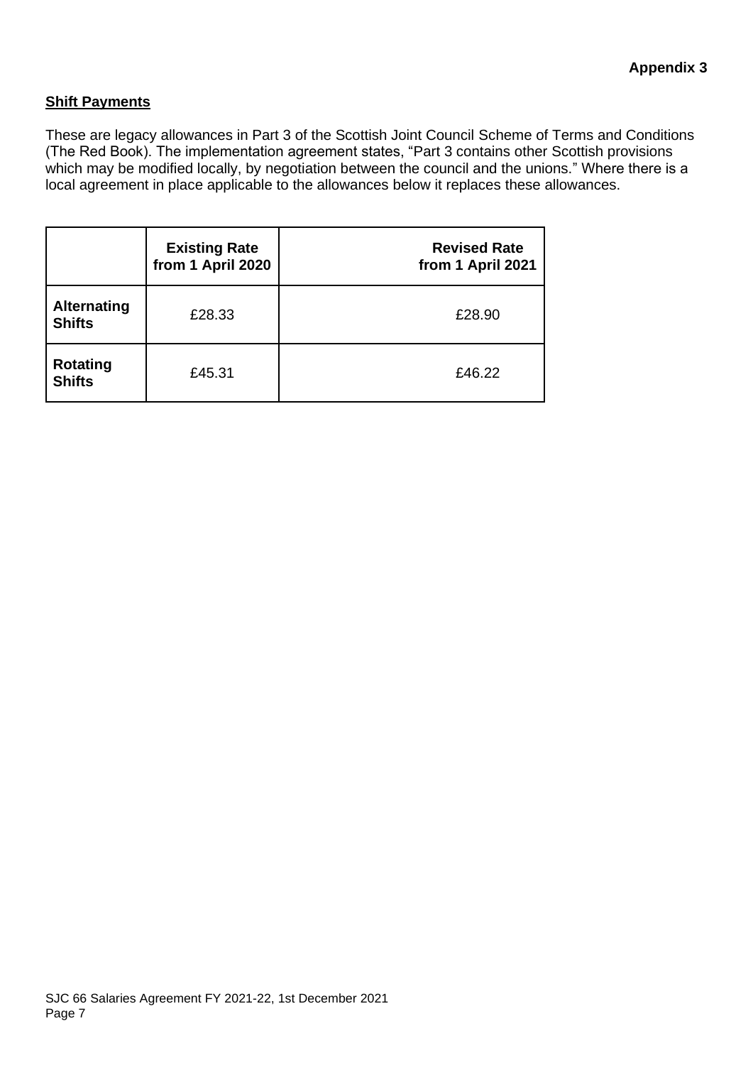**Appendix 3**

## Shift Payments

These are legacy allowances in Part 3 of the Scottish Joint Council Scheme of Terms and Conditions (The Red Book). The implementation agreement states, "Part 3 contains other Scottish provisions which may be modified locally, by negotiation between the council and the unions." Where there is a local agreement in place applicable to the allowances below it replaces these allowances.

| | Existing Rate from 1 April 2020 | Revised Rate from 1 April 2021 |
|---|---|---|
| **Alternating Shifts** | £28.33 | £28.90 |
| **Rotating Shifts** | £45.31 | £46.22 |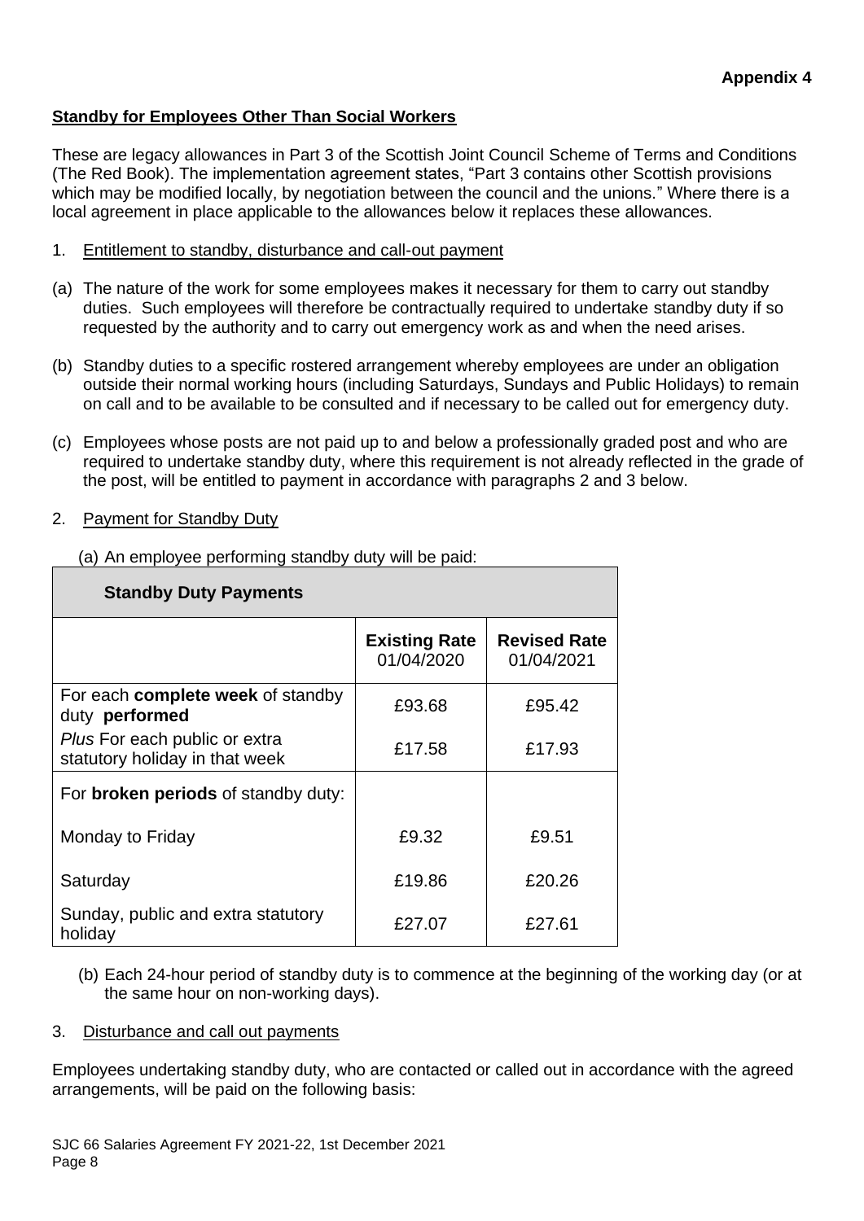**Appendix 4**

**Standby for Employees Other Than Social Workers**

These are legacy allowances in Part 3 of the Scottish Joint Council Scheme of Terms and Conditions (The Red Book). The implementation agreement states, "Part 3 contains other Scottish provisions which may be modified locally, by negotiation between the council and the unions." Where there is a local agreement in place applicable to the allowances below it replaces these allowances.

1. Entitlement to standby, disturbance and call-out payment

(a) The nature of the work for some employees makes it necessary for them to carry out standby duties. Such employees will therefore be contractually required to undertake standby duty if so requested by the authority and to carry out emergency work as and when the need arises.

(b) Standby duties to a specific rostered arrangement whereby employees are under an obligation outside their normal working hours (including Saturdays, Sundays and Public Holidays) to remain on call and to be available to be consulted and if necessary to be called out for emergency duty.

(c) Employees whose posts are not paid up to and below a professionally graded post and who are required to undertake standby duty, where this requirement is not already reflected in the grade of the post, will be entitled to payment in accordance with paragraphs 2 and 3 below.

2. Payment for Standby Duty

(a) An employee performing standby duty will be paid:

| **Standby Duty Payments** | | |
|---|---|---|
| | **Existing Rate** 01/04/2020 | **Revised Rate** 01/04/2021 |
| For each **complete week** of standby duty **performed** | £93.68 | £95.42 |
| *Plus* For each public or extra statutory holiday in that week | £17.58 | £17.93 |
| For **broken periods** of standby duty: | | |
| Monday to Friday | £9.32 | £9.51 |
| Saturday | £19.86 | £20.26 |
| Sunday, public and extra statutory holiday | £27.07 | £27.61 |

(b) Each 24-hour period of standby duty is to commence at the beginning of the working day (or at the same hour on non-working days).

3. Disturbance and call out payments

Employees undertaking standby duty, who are contacted or called out in accordance with the agreed arrangements, will be paid on the following basis: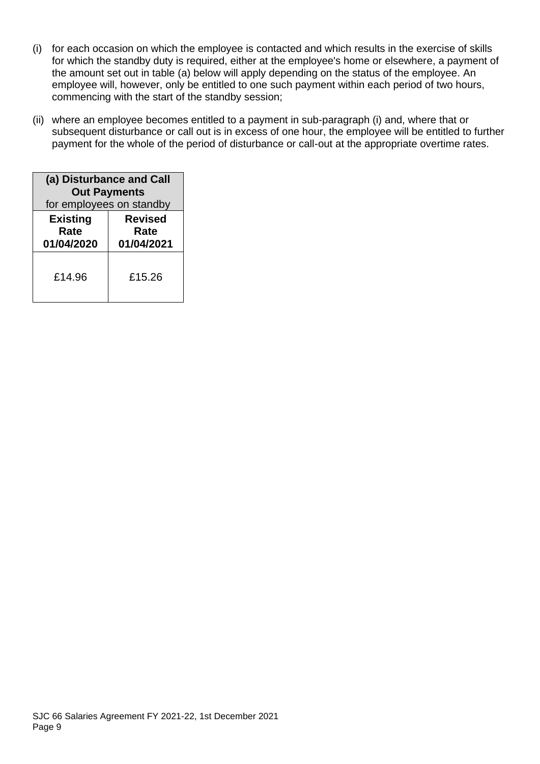(i) for each occasion on which the employee is contacted and which results in the exercise of skills for which the standby duty is required, either at the employee's home or elsewhere, a payment of the amount set out in table (a) below will apply depending on the status of the employee. An employee will, however, only be entitled to one such payment within each period of two hours, commencing with the start of the standby session;

(ii) where an employee becomes entitled to a payment in sub-paragraph (i) and, where that or subsequent disturbance or call out is in excess of one hour, the employee will be entitled to further payment for the whole of the period of disturbance or call-out at the appropriate overtime rates.

| **(a) Disturbance and Call Out Payments** for employees on standby | |
|---|---|
| **Existing Rate 01/04/2020** | **Revised Rate 01/04/2021** |
| £14.96 | £15.26 |

SJC 66 Salaries Agreement FY 2021-22, 1st December 2021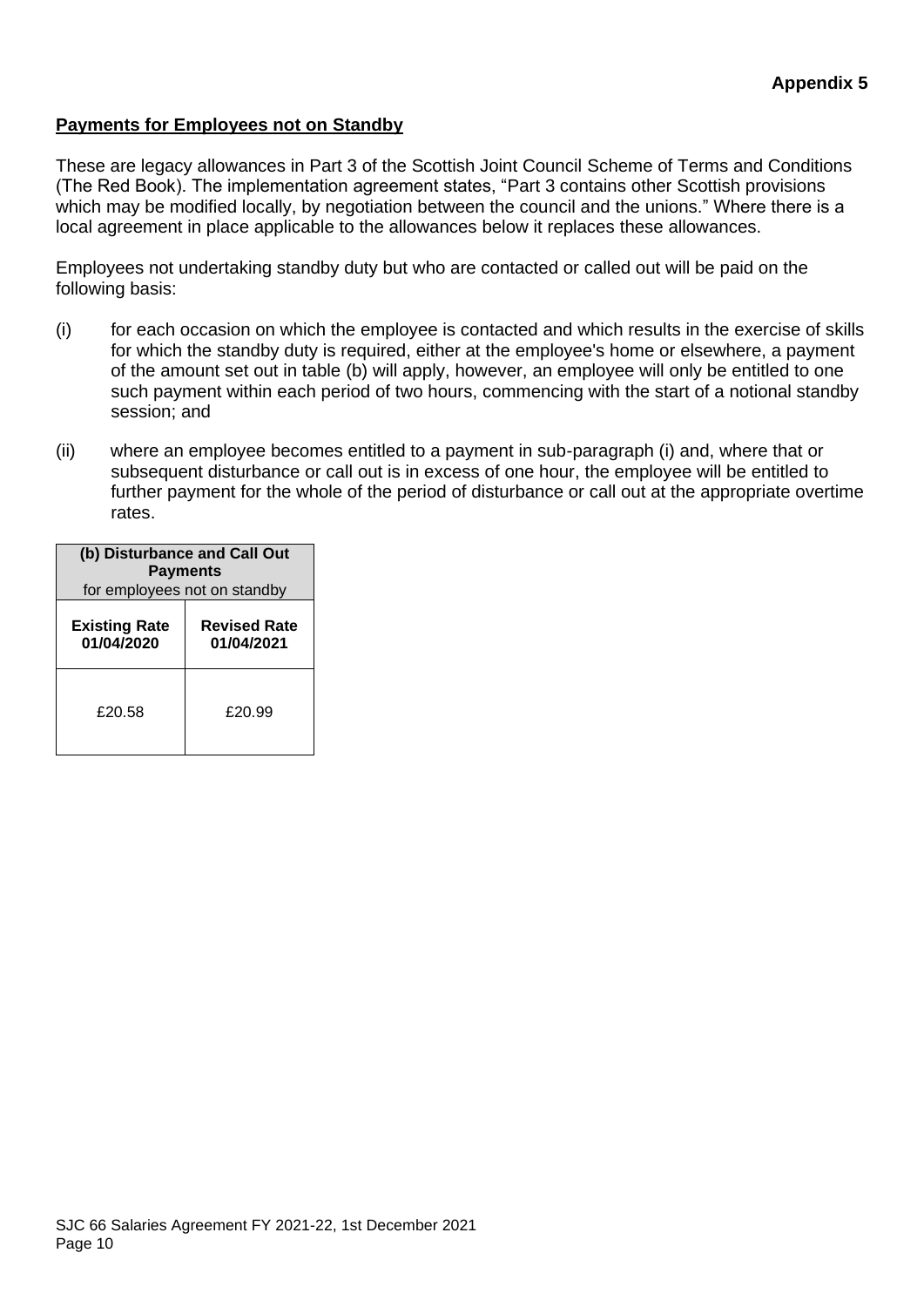**Appendix 5**

## Payments for Employees not on Standby

These are legacy allowances in Part 3 of the Scottish Joint Council Scheme of Terms and Conditions (The Red Book). The implementation agreement states, "Part 3 contains other Scottish provisions which may be modified locally, by negotiation between the council and the unions." Where there is a local agreement in place applicable to the allowances below it replaces these allowances.

Employees not undertaking standby duty but who are contacted or called out will be paid on the following basis:

(i) for each occasion on which the employee is contacted and which results in the exercise of skills for which the standby duty is required, either at the employee's home or elsewhere, a payment of the amount set out in table (b) will apply, however, an employee will only be entitled to one such payment within each period of two hours, commencing with the start of a notional standby session; and

(ii) where an employee becomes entitled to a payment in sub-paragraph (i) and, where that or subsequent disturbance or call out is in excess of one hour, the employee will be entitled to further payment for the whole of the period of disturbance or call out at the appropriate overtime rates.

| **(b) Disturbance and Call Out Payments** for employees not on standby | |
|---|---|
| **Existing Rate 01/04/2020** | **Revised Rate 01/04/2021** |
| £20.58 | £20.99 |

SJC 66 Salaries Agreement FY 2021-22, 1st December 2021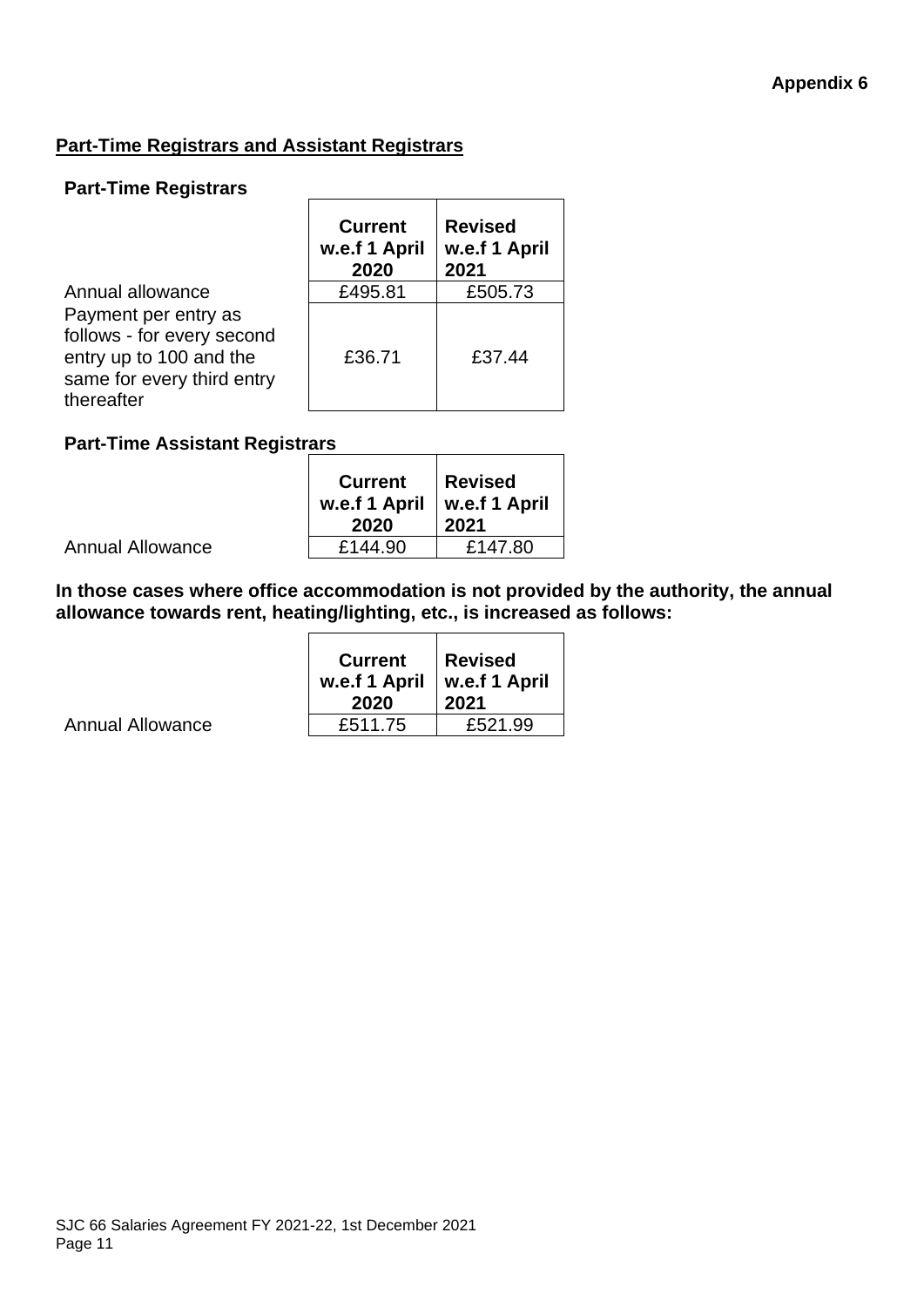Appendix 6

## Part-Time Registrars and Assistant Registrars

### Part-Time Registrars

| | Current w.e.f 1 April 2020 | Revised w.e.f 1 April 2021 |
|---|---|---|
| Annual allowance | £495.81 | £505.73 |
| Payment per entry as follows - for every second entry up to 100 and the same for every third entry thereafter | £36.71 | £37.44 |

### Part-Time Assistant Registrars

| | Current w.e.f 1 April 2020 | Revised w.e.f 1 April 2021 |
|---|---|---|
| Annual Allowance | £144.90 | £147.80 |

**In those cases where office accommodation is not provided by the authority, the annual allowance towards rent, heating/lighting, etc., is increased as follows:**

| | Current w.e.f 1 April 2020 | Revised w.e.f 1 April 2021 |
|---|---|---|
| Annual Allowance | £511.75 | £521.99 |

SJC 66 Salaries Agreement FY 2021-22, 1st December 2021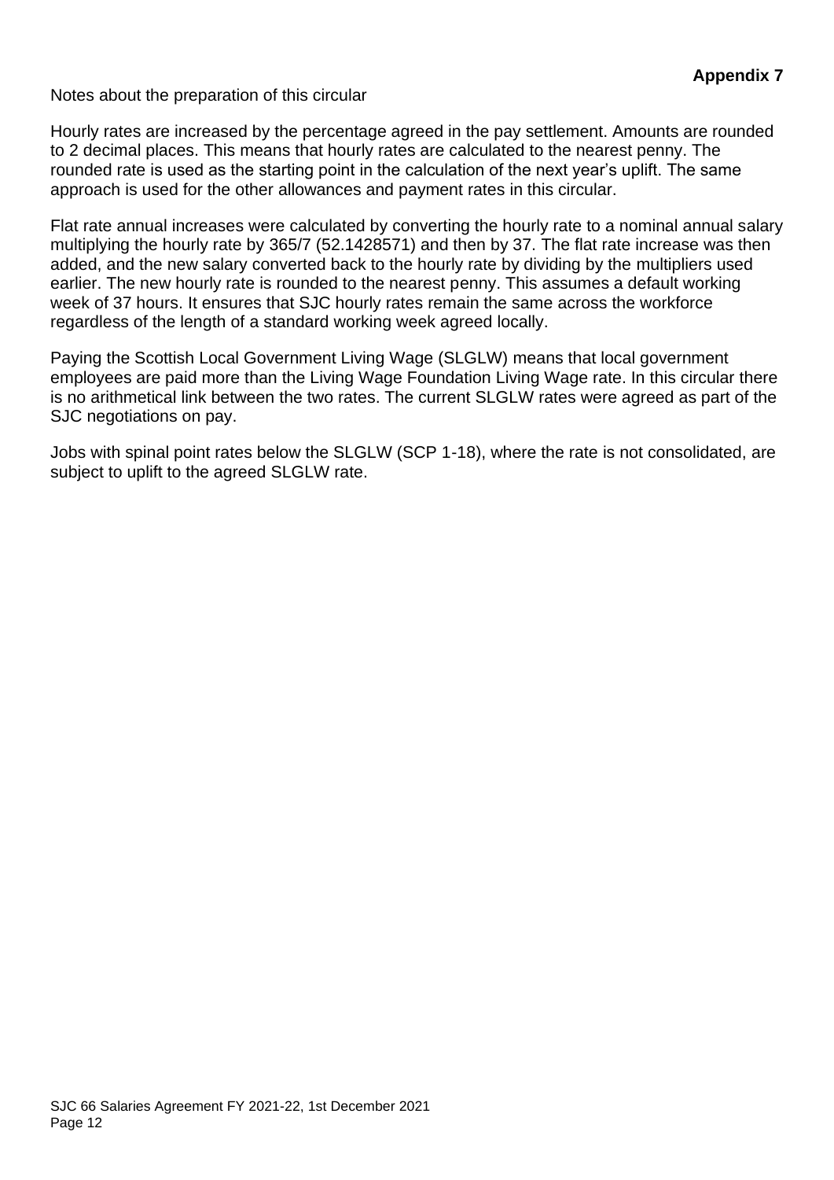**Appendix 7**

Notes about the preparation of this circular

Hourly rates are increased by the percentage agreed in the pay settlement. Amounts are rounded to 2 decimal places. This means that hourly rates are calculated to the nearest penny. The rounded rate is used as the starting point in the calculation of the next year's uplift. The same approach is used for the other allowances and payment rates in this circular.

Flat rate annual increases were calculated by converting the hourly rate to a nominal annual salary multiplying the hourly rate by 365/7 (52.1428571) and then by 37. The flat rate increase was then added, and the new salary converted back to the hourly rate by dividing by the multipliers used earlier. The new hourly rate is rounded to the nearest penny. This assumes a default working week of 37 hours. It ensures that SJC hourly rates remain the same across the workforce regardless of the length of a standard working week agreed locally.

Paying the Scottish Local Government Living Wage (SLGLW) means that local government employees are paid more than the Living Wage Foundation Living Wage rate. In this circular there is no arithmetical link between the two rates. The current SLGLW rates were agreed as part of the SJC negotiations on pay.

Jobs with spinal point rates below the SLGLW (SCP 1-18), where the rate is not consolidated, are subject to uplift to the agreed SLGLW rate.